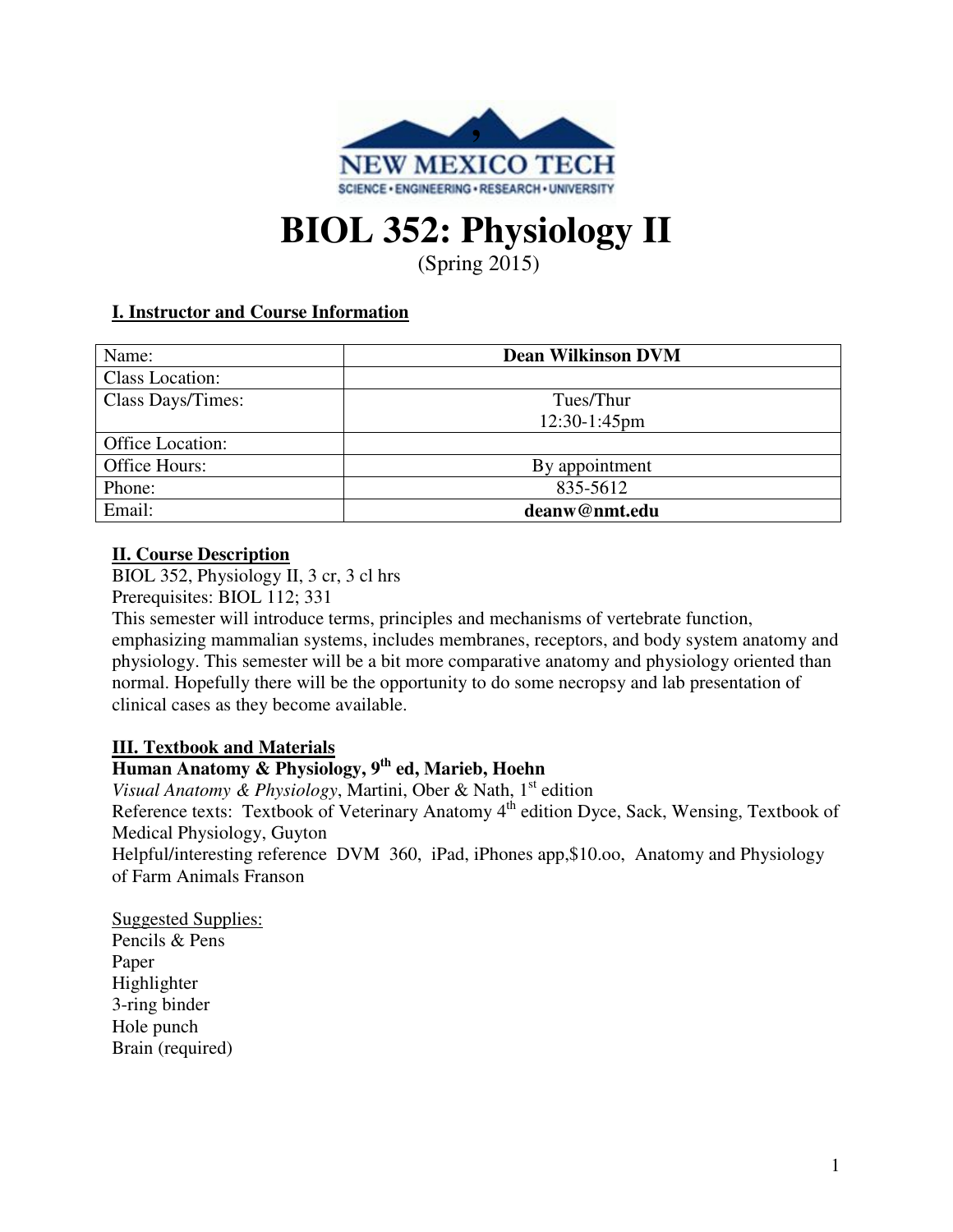# BIOL 352: Physiology II

(Spring 2015)

## I. Instructor and Course Information

| Name: | **Dean Wilkinson DVM** |
|---|---|
| Class Location: | |
| Class Days/Times: | Tues/Thur 12:30-1:45pm |
| Office Location: | |
| Office Hours: | By appointment |
| Phone: | 835-5612 |
| Email: | **deanw@nmt.edu** |

## II. Course Description

BIOL 352, Physiology II, 3 cr, 3 cl hrs
Prerequisites: BIOL 112; 331
This semester will introduce terms, principles and mechanisms of vertebrate function, emphasizing mammalian systems, includes membranes, receptors, and body system anatomy and physiology. This semester will be a bit more comparative anatomy and physiology oriented than normal. Hopefully there will be the opportunity to do some necropsy and lab presentation of clinical cases as they become available.

## III. Textbook and Materials

**Human Anatomy & Physiology, 9th ed, Marieb, Hoehn**
*Visual Anatomy & Physiology*, Martini, Ober & Nath, 1st edition
Reference texts: Textbook of Veterinary Anatomy 4th edition Dyce, Sack, Wensing, Textbook of Medical Physiology, Guyton
Helpful/interesting reference DVM 360, iPad, iPhones app,$10.oo, Anatomy and Physiology of Farm Animals Franson

Suggested Supplies:
Pencils & Pens
Paper
Highlighter
3-ring binder
Hole punch
Brain (required)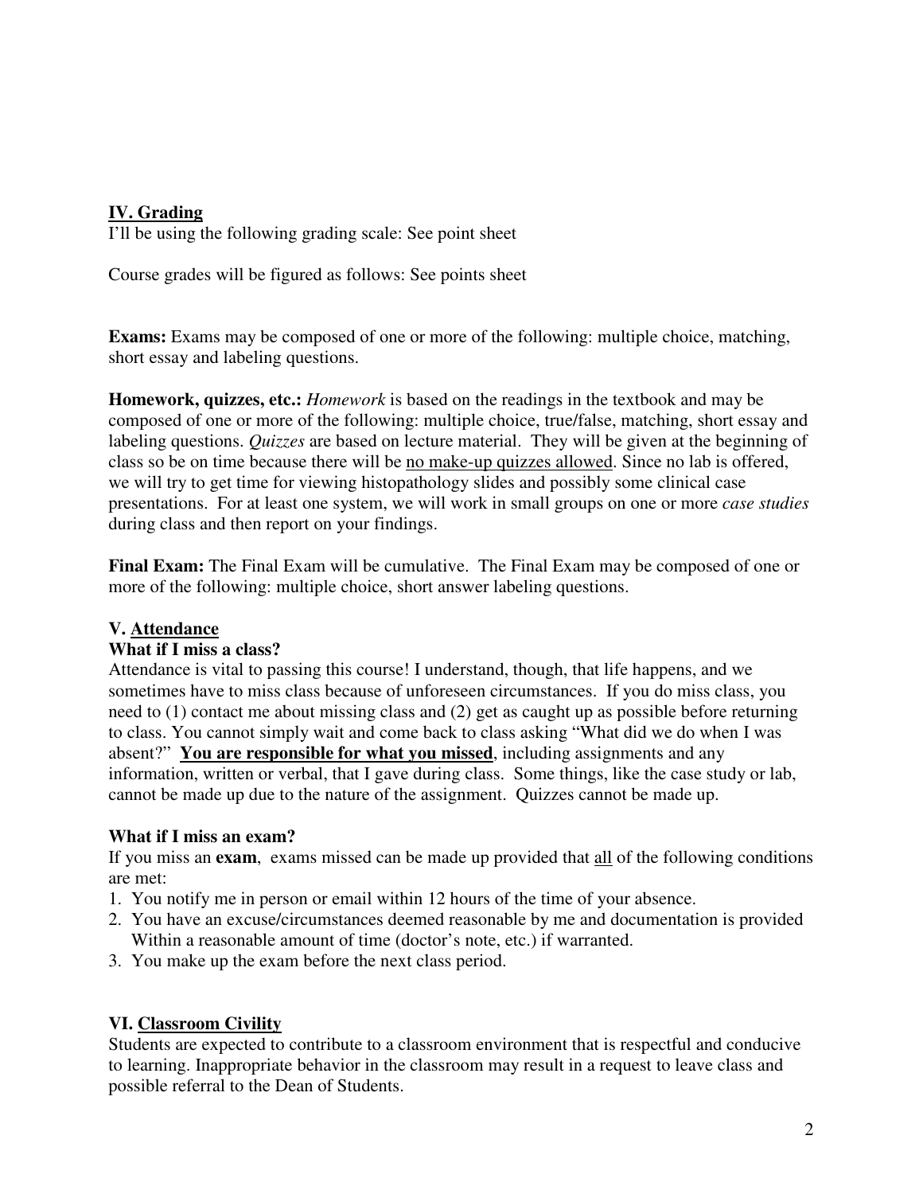## IV. <u>Grading</u>

I'll be using the following grading scale: See point sheet

Course grades will be figured as follows: See points sheet

**Exams:** Exams may be composed of one or more of the following: multiple choice, matching, short essay and labeling questions.

**Homework, quizzes, etc.:** *Homework* is based on the readings in the textbook and may be composed of one or more of the following: multiple choice, true/false, matching, short essay and labeling questions. *Quizzes* are based on lecture material. They will be given at the beginning of class so be on time because there will be <u>no make-up quizzes allowed</u>. Since no lab is offered, we will try to get time for viewing histopathology slides and possibly some clinical case presentations. For at least one system, we will work in small groups on one or more *case studies* during class and then report on your findings.

**Final Exam:** The Final Exam will be cumulative. The Final Exam may be composed of one or more of the following: multiple choice, short answer labeling questions.

## V. <u>Attendance</u>

### What if I miss a class?

Attendance is vital to passing this course! I understand, though, that life happens, and we sometimes have to miss class because of unforeseen circumstances. If you do miss class, you need to (1) contact me about missing class and (2) get as caught up as possible before returning to class. You cannot simply wait and come back to class asking "What did we do when I was absent?" **<u>You are responsible for what you missed</u>**, including assignments and any information, written or verbal, that I gave during class. Some things, like the case study or lab, cannot be made up due to the nature of the assignment. Quizzes cannot be made up.

### What if I miss an exam?

If you miss an **exam**, exams missed can be made up provided that <u>all</u> of the following conditions are met:

1. You notify me in person or email within 12 hours of the time of your absence.
2. You have an excuse/circumstances deemed reasonable by me and documentation is provided Within a reasonable amount of time (doctor's note, etc.) if warranted.
3. You make up the exam before the next class period.

## VI. <u>Classroom Civility</u>

Students are expected to contribute to a classroom environment that is respectful and conducive to learning. Inappropriate behavior in the classroom may result in a request to leave class and possible referral to the Dean of Students.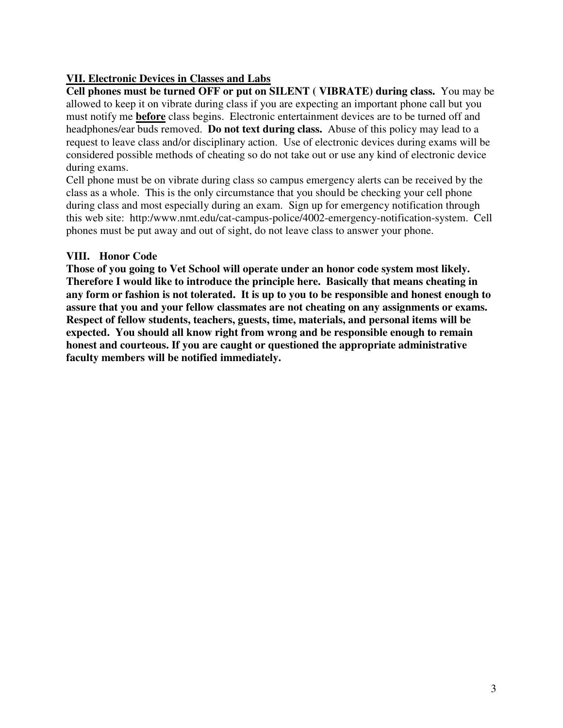## VII. Electronic Devices in Classes and Labs

**Cell phones must be turned OFF or put on SILENT ( VIBRATE) during class.** You may be allowed to keep it on vibrate during class if you are expecting an important phone call but you must notify me **before** class begins. Electronic entertainment devices are to be turned off and headphones/ear buds removed. **Do not text during class.** Abuse of this policy may lead to a request to leave class and/or disciplinary action. Use of electronic devices during exams will be considered possible methods of cheating so do not take out or use any kind of electronic device during exams.

Cell phone must be on vibrate during class so campus emergency alerts can be received by the class as a whole. This is the only circumstance that you should be checking your cell phone during class and most especially during an exam. Sign up for emergency notification through this web site: http:/www.nmt.edu/cat-campus-police/4002-emergency-notification-system. Cell phones must be put away and out of sight, do not leave class to answer your phone.

## VIII. Honor Code

**Those of you going to Vet School will operate under an honor code system most likely. Therefore I would like to introduce the principle here. Basically that means cheating in any form or fashion is not tolerated. It is up to you to be responsible and honest enough to assure that you and your fellow classmates are not cheating on any assignments or exams. Respect of fellow students, teachers, guests, time, materials, and personal items will be expected. You should all know right from wrong and be responsible enough to remain honest and courteous. If you are caught or questioned the appropriate administrative faculty members will be notified immediately.**